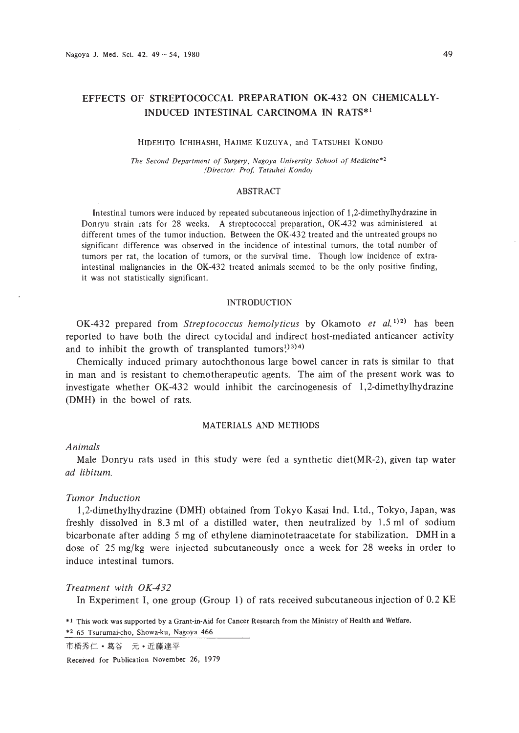# EFFECTS OF STREPTOCOCCAL PREPARATION OK-432 ON CHEMICALLY-INDUCED INTESTINAL CARCINOMA IN RATS*1

HIDEHITO ICHIHASHI, HAJIME KUZUYA, and TATSUHEI KONDO

*The Second Department of Surgery, Nagoya University School of Medicine*\*2*
*(Director: Prof. Tatsuhei Kondo)*

## ABSTRACT

Intestinal tumors were induced by repeated subcutaneous injection of 1,2-dimethylhydrazine in Donryu strain rats for 28 weeks. A streptococcal preparation, OK-432 was administered at different times of the tumor induction. Between the OK-432 treated and the untreated groups no significant difference was observed in the incidence of intestinal tumors, the total number of tumors per rat, the location of tumors, or the survival time. Though low incidence of extra-intestinal malignancies in the OK-432 treated animals seemed to be the only positive finding, it was not statistically significant.

## INTRODUCTION

OK-432 prepared from *Streptococcus hemolyticus* by Okamoto *et al.*[1)2)] has been reported to have both the direct cytocidal and indirect host-mediated anticancer activity and to inhibit the growth of transplanted tumors.[1)3)4)]

Chemically induced primary autochthonous large bowel cancer in rats is similar to that in man and is resistant to chemotherapeutic agents. The aim of the present work was to investigate whether OK-432 would inhibit the carcinogenesis of 1,2-dimethylhydrazine (DMH) in the bowel of rats.

## MATERIALS AND METHODS

### *Animals*

Male Donryu rats used in this study were fed a synthetic diet(MR-2), given tap water *ad libitum.*

### *Tumor Induction*

1,2-dimethylhydrazine (DMH) obtained from Tokyo Kasai Ind. Ltd., Tokyo, Japan, was freshly dissolved in 8.3 ml of a distilled water, then neutralized by 1.5 ml of sodium bicarbonate after adding 5 mg of ethylene diaminotetraacetate for stabilization. DMH in a dose of 25 mg/kg were injected subcutaneously once a week for 28 weeks in order to induce intestinal tumors.

### *Treatment with OK-432*

In Experiment I, one group (Group 1) of rats received subcutaneous injection of 0.2 KE

\*1 This work was supported by a Grant-in-Aid for Cancer Research from the Ministry of Health and Welfare.

\*2 65 Tsurumai-cho, Showa-ku, Nagoya 466

市橋秀仁・葛谷　元・近藤達平

Received for Publication November 26, 1979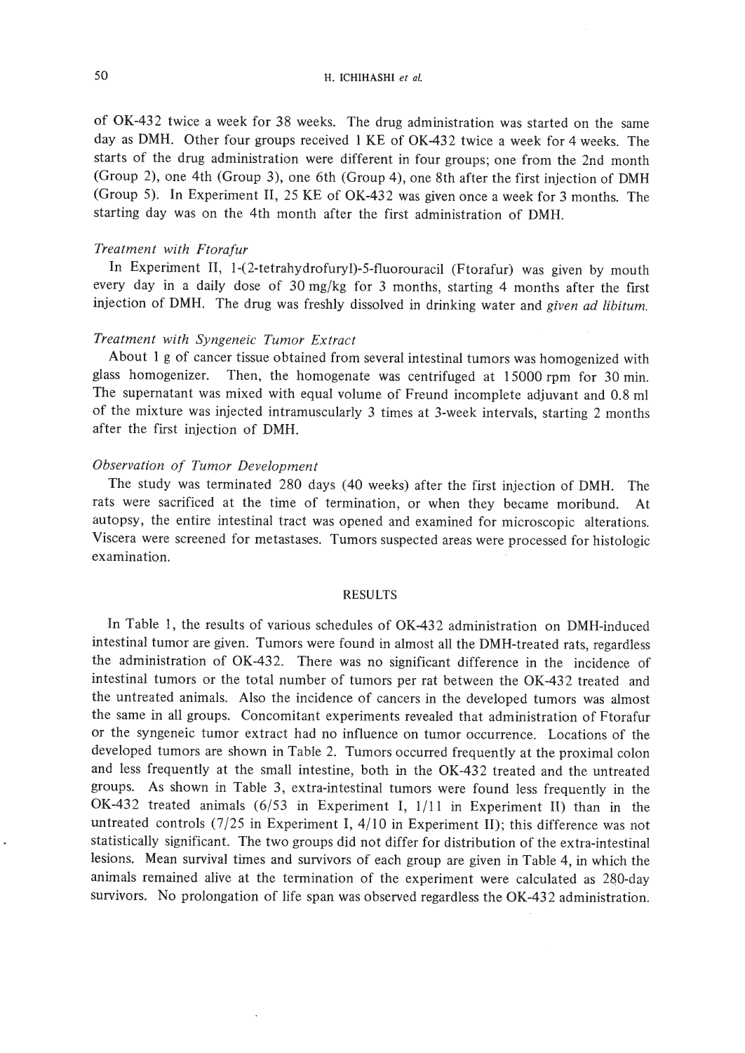of OK-432 twice a week for 38 weeks. The drug administration was started on the same day as DMH. Other four groups received 1 KE of OK-432 twice a week for 4 weeks. The starts of the drug administration were different in four groups; one from the 2nd month (Group 2), one 4th (Group 3), one 6th (Group 4), one 8th after the first injection of DMH (Group 5). In Experiment II, 25 KE of OK-432 was given once a week for 3 months. The starting day was on the 4th month after the first administration of DMH.

### *Treatment with Ftorafur*

In Experiment II, 1-(2-tetrahydrofuryl)-5-fluorouracil (Ftorafur) was given by mouth every day in a daily dose of 30 mg/kg for 3 months, starting 4 months after the first injection of DMH. The drug was freshly dissolved in drinking water and *given ad libitum.*

### *Treatment with Syngeneic Tumor Extract*

About 1 g of cancer tissue obtained from several intestinal tumors was homogenized with glass homogenizer. Then, the homogenate was centrifuged at 15000 rpm for 30 min. The supernatant was mixed with equal volume of Freund incomplete adjuvant and 0.8 ml of the mixture was injected intramuscularly 3 times at 3-week intervals, starting 2 months after the first injection of DMH.

### *Observation of Tumor Development*

The study was terminated 280 days (40 weeks) after the first injection of DMH. The rats were sacrificed at the time of termination, or when they became moribund. At autopsy, the entire intestinal tract was opened and examined for microscopic alterations. Viscera were screened for metastases. Tumors suspected areas were processed for histologic examination.

## RESULTS

In Table 1, the results of various schedules of OK-432 administration on DMH-induced intestinal tumor are given. Tumors were found in almost all the DMH-treated rats, regardless the administration of OK-432. There was no significant difference in the incidence of intestinal tumors or the total number of tumors per rat between the OK-432 treated and the untreated animals. Also the incidence of cancers in the developed tumors was almost the same in all groups. Concomitant experiments revealed that administration of Ftorafur or the syngeneic tumor extract had no influence on tumor occurrence. Locations of the developed tumors are shown in Table 2. Tumors occurred frequently at the proximal colon and less frequently at the small intestine, both in the OK-432 treated and the untreated groups. As shown in Table 3, extra-intestinal tumors were found less frequently in the OK-432 treated animals (6/53 in Experiment I, 1/11 in Experiment II) than in the untreated controls (7/25 in Experiment I, 4/10 in Experiment II); this difference was not statistically significant. The two groups did not differ for distribution of the extra-intestinal lesions. Mean survival times and survivors of each group are given in Table 4, in which the animals remained alive at the termination of the experiment were calculated as 280-day survivors. No prolongation of life span was observed regardless the OK-432 administration.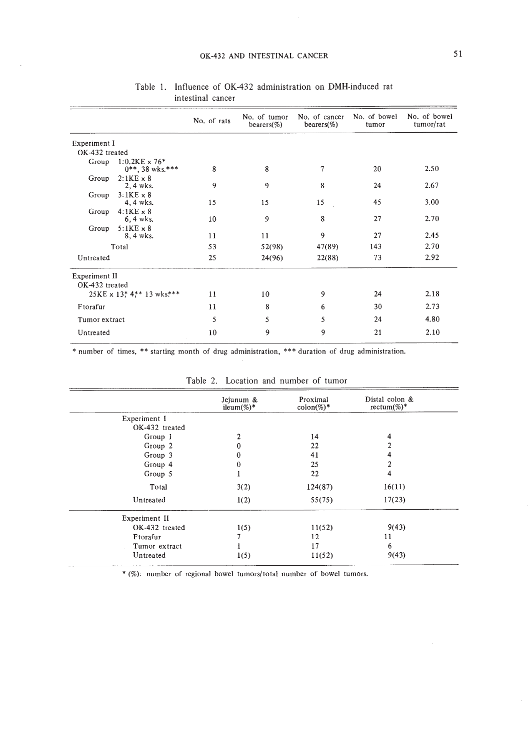Table 1. Influence of OK-432 administration on DMH-induced rat intestinal cancer

| | No. of rats | No. of tumor bearers(%) | No. of cancer bearers(%) | No. of bowel tumor | No. of bowel tumor/rat |
|---|---|---|---|---|---|
| Experiment I | | | | | |
| OK-432 treated | | | | | |
| Group 1: 0.2KE x 76* 0**, 38 wks.*** | 8 | 8 | 7 | 20 | 2.50 |
| Group 2: 1KE x 8 2, 4 wks. | 9 | 9 | 8 | 24 | 2.67 |
| Group 3: 1KE x 8 4, 4 wks. | 15 | 15 | 15 | 45 | 3.00 |
| Group 4: 1KE x 8 6, 4 wks. | 10 | 9 | 8 | 27 | 2.70 |
| Group 5: 1KE x 8 8, 4 wks. | 11 | 11 | 9 | 27 | 2.45 |
| Total | 53 | 52(98) | 47(89) | 143 | 2.70 |
| Untreated | 25 | 24(96) | 22(88) | 73 | 2.92 |
| Experiment II | | | | | |
| OK-432 treated | | | | | |
| 25KE x 13* 4** 13 wks.*** | 11 | 10 | 9 | 24 | 2.18 |
| Ftorafur | 11 | 8 | 6 | 30 | 2.73 |
| Tumor extract | 5 | 5 | 5 | 24 | 4.80 |
| Untreated | 10 | 9 | 9 | 21 | 2.10 |

\* number of times, ** starting month of drug administration, *** duration of drug administration.

Table 2. Location and number of tumor

| | Jejunum & ileum(%)* | Proximal colon(%)* | Distal colon & rectum(%)* |
|---|---|---|---|
| Experiment I | | | |
| OK-432 treated | | | |
| Group 1 | 2 | 14 | 4 |
| Group 2 | 0 | 22 | 2 |
| Group 3 | 0 | 41 | 4 |
| Group 4 | 0 | 25 | 2 |
| Group 5 | 1 | 22 | 4 |
| Total | 3(2) | 124(87) | 16(11) |
| Untreated | 1(2) | 55(75) | 17(23) |
| Experiment II | | | |
| OK-432 treated | 1(5) | 11(52) | 9(43) |
| Ftorafur | 7 | 12 | 11 |
| Tumor extract | 1 | 17 | 6 |
| Untreated | 1(5) | 11(52) | 9(43) |

\* (%): number of regional bowel tumors/total number of bowel tumors.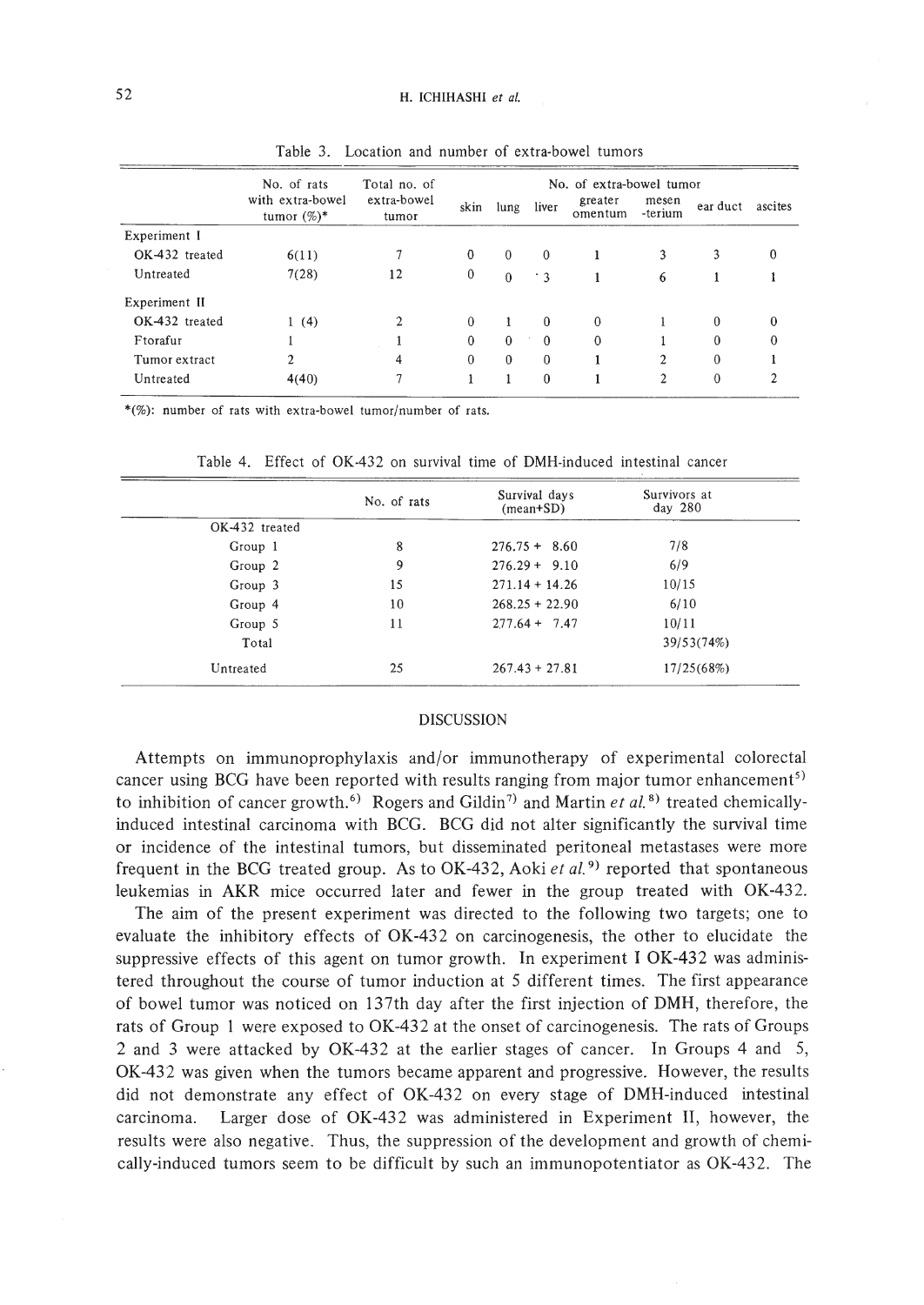Table 3. Location and number of extra-bowel tumors

| | No. of rats with extra-bowel tumor (%)* | Total no. of extra-bowel tumor | No. of extra-bowel tumor | | | | | | |
|---|---|---|---|---|---|---|---|---|---|
| | | | skin | lung | liver | greater omentum | mesen -terium | ear duct | ascites |
| Experiment I | | | | | | | | | |
| OK-432 treated | 6(11) | 7 | 0 | 0 | 0 | 1 | 3 | 3 | 0 |
| Untreated | 7(28) | 12 | 0 | 0 | 3 | 1 | 6 | 1 | 1 |
| Experiment II | | | | | | | | | |
| OK-432 treated | 1 (4) | 2 | 0 | 1 | 0 | 0 | 1 | 0 | 0 |
| Ftorafur | 1 | 1 | 0 | 0 | 0 | 0 | 1 | 0 | 0 |
| Tumor extract | 2 | 4 | 0 | 0 | 0 | 1 | 2 | 0 | 1 |
| Untreated | 4(40) | 7 | 1 | 1 | 0 | 1 | 2 | 0 | 2 |

*(%): number of rats with extra-bowel tumor/number of rats.

Table 4. Effect of OK-432 on survival time of DMH-induced intestinal cancer

| | No. of rats | Survival days (mean+SD) | Survivors at day 280 |
|---|---|---|---|
| OK-432 treated | | | |
| Group 1 | 8 | 276.75 + 8.60 | 7/8 |
| Group 2 | 9 | 276.29 + 9.10 | 6/9 |
| Group 3 | 15 | 271.14 + 14.26 | 10/15 |
| Group 4 | 10 | 268.25 + 22.90 | 6/10 |
| Group 5 | 11 | 277.64 + 7.47 | 10/11 |
| Total | | | 39/53(74%) |
| Untreated | 25 | 267.43 + 27.81 | 17/25(68%) |

## DISCUSSION

Attempts on immunoprophylaxis and/or immunotherapy of experimental colorectal cancer using BCG have been reported with results ranging from major tumor enhancement[5] to inhibition of cancer growth.[6] Rogers and Gildin[7] and Martin *et al.*[8] treated chemically-induced intestinal carcinoma with BCG. BCG did not alter significantly the survival time or incidence of the intestinal tumors, but disseminated peritoneal metastases were more frequent in the BCG treated group. As to OK-432, Aoki *et al.*[9] reported that spontaneous leukemias in AKR mice occurred later and fewer in the group treated with OK-432.

The aim of the present experiment was directed to the following two targets; one to evaluate the inhibitory effects of OK-432 on carcinogenesis, the other to elucidate the suppressive effects of this agent on tumor growth. In experiment I OK-432 was administered throughout the course of tumor induction at 5 different times. The first appearance of bowel tumor was noticed on 137th day after the first injection of DMH, therefore, the rats of Group 1 were exposed to OK-432 at the onset of carcinogenesis. The rats of Groups 2 and 3 were attacked by OK-432 at the earlier stages of cancer. In Groups 4 and 5, OK-432 was given when the tumors became apparent and progressive. However, the results did not demonstrate any effect of OK-432 on every stage of DMH-induced intestinal carcinoma. Larger dose of OK-432 was administered in Experiment II, however, the results were also negative. Thus, the suppression of the development and growth of chemically-induced tumors seem to be difficult by such an immunopotentiator as OK-432. The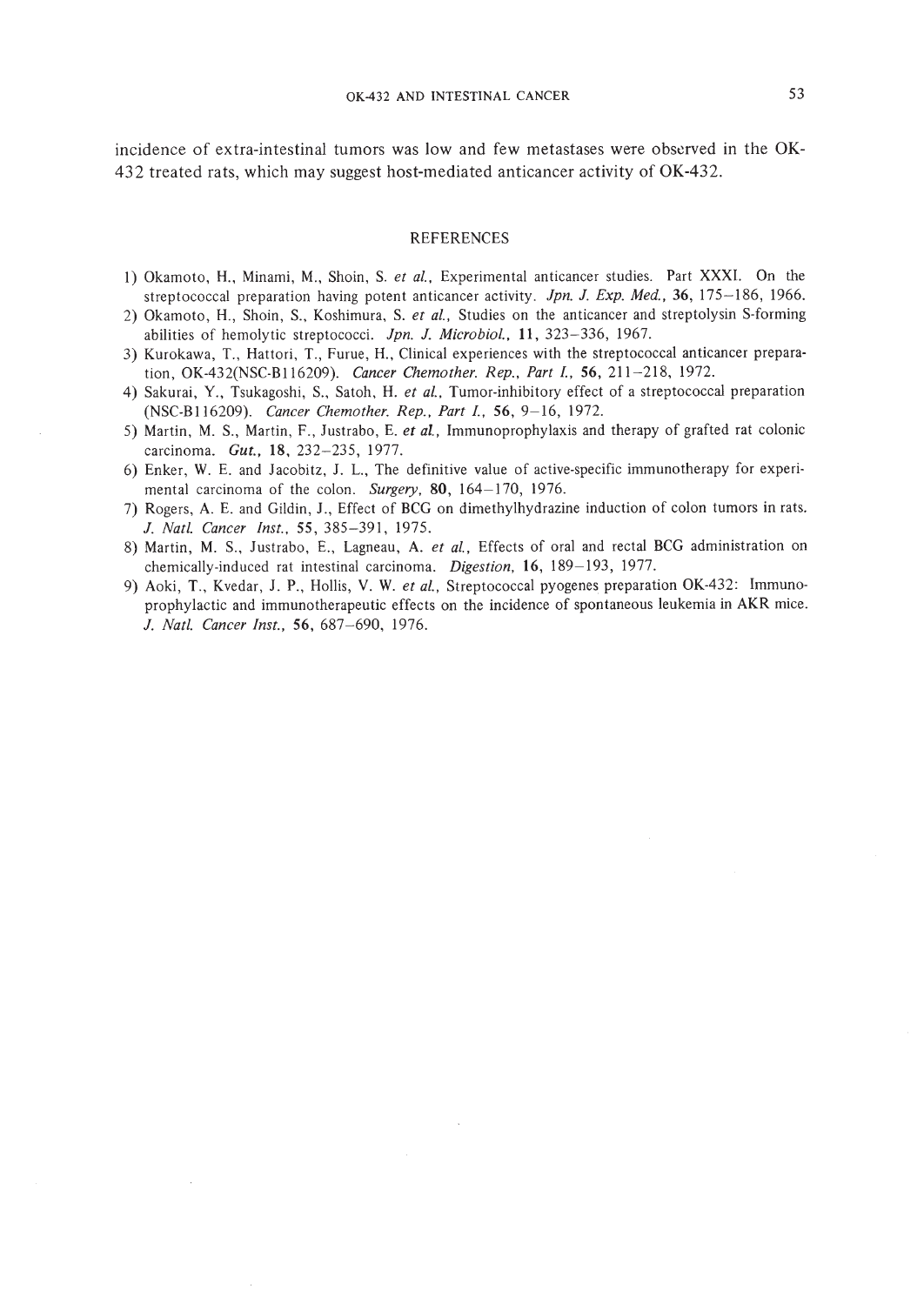incidence of extra-intestinal tumors was low and few metastases were observed in the OK-432 treated rats, which may suggest host-mediated anticancer activity of OK-432.

## REFERENCES

1) Okamoto, H., Minami, M., Shoin, S. *et al.*, Experimental anticancer studies. Part XXXI. On the streptococcal preparation having potent anticancer activity. *Jpn. J. Exp. Med.*, **36**, 175–186, 1966.
2) Okamoto, H., Shoin, S., Koshimura, S. *et al.*, Studies on the anticancer and streptolysin S-forming abilities of hemolytic streptococci. *Jpn. J. Microbiol.*, **11**, 323–336, 1967.
3) Kurokawa, T., Hattori, T., Furue, H., Clinical experiences with the streptococcal anticancer preparation, OK-432(NSC-B116209). *Cancer Chemother. Rep., Part I.*, **56**, 211–218, 1972.
4) Sakurai, Y., Tsukagoshi, S., Satoh, H. *et al.*, Tumor-inhibitory effect of a streptococcal preparation (NSC-B116209). *Cancer Chemother. Rep., Part I.*, **56**, 9–16, 1972.
5) Martin, M. S., Martin, F., Justrabo, E. *et al.*, Immunoprophylaxis and therapy of grafted rat colonic carcinoma. *Gut.*, **18**, 232–235, 1977.
6) Enker, W. E. and Jacobitz, J. L., The definitive value of active-specific immunotherapy for experimental carcinoma of the colon. *Surgery*, **80**, 164–170, 1976.
7) Rogers, A. E. and Gildin, J., Effect of BCG on dimethylhydrazine induction of colon tumors in rats. *J. Natl. Cancer Inst.*, **55**, 385–391, 1975.
8) Martin, M. S., Justrabo, E., Lagneau, A. *et al.*, Effects of oral and rectal BCG administration on chemically-induced rat intestinal carcinoma. *Digestion*, **16**, 189–193, 1977.
9) Aoki, T., Kvedar, J. P., Hollis, V. W. *et al.*, Streptococcal pyogenes preparation OK-432: Immunoprophylactic and immunotherapeutic effects on the incidence of spontaneous leukemia in AKR mice. *J. Natl. Cancer Inst.*, **56**, 687–690, 1976.